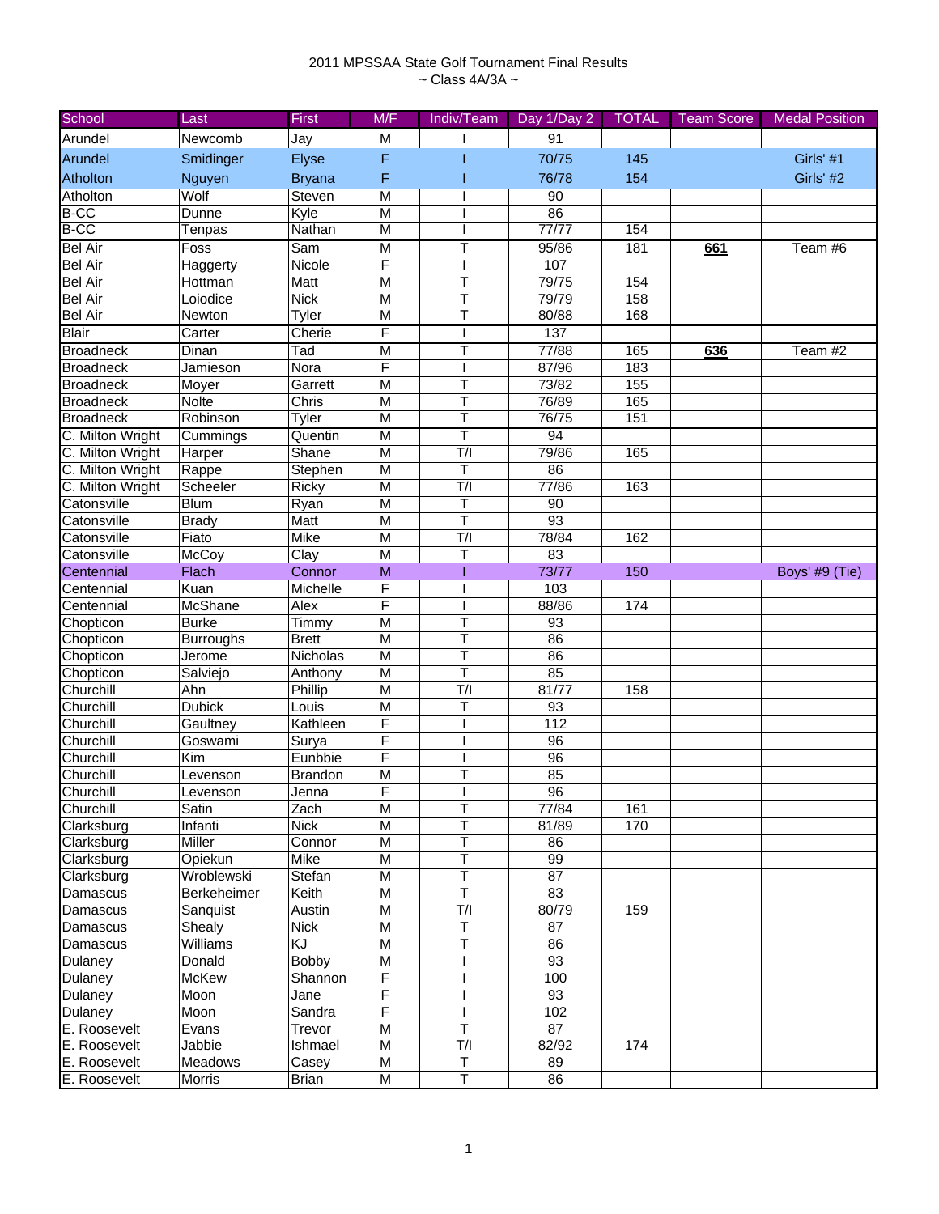2011 MPSSAA State Golf Tournament Final Results

~ Class 4A/3A ~

| School | Last | First | M/F | Indiv/Team | Day 1/Day 2 | TOTAL | Team Score | Medal Position |
|---|---|---|---|---|---|---|---|---|
| Arundel | Newcomb | Jay | M | I | 91 | | | |
| Arundel | Smidinger | Elyse | F | I | 70/75 | 145 | | Girls' #1 |
| Atholton | Nguyen | Bryana | F | I | 76/78 | 154 | | Girls' #2 |
| Atholton | Wolf | Steven | M | I | 90 | | | |
| B-CC | Dunne | Kyle | M | I | 86 | | | |
| B-CC | Tenpas | Nathan | M | I | 77/77 | 154 | | |
| Bel Air | Foss | Sam | M | T | 95/86 | 181 | **661** | Team #6 |
| Bel Air | Haggerty | Nicole | F | I | 107 | | | |
| Bel Air | Hottman | Matt | M | T | 79/75 | 154 | | |
| Bel Air | Loiodice | Nick | M | T | 79/79 | 158 | | |
| Bel Air | Newton | Tyler | M | T | 80/88 | 168 | | |
| Blair | Carter | Cherie | F | I | 137 | | | |
| Broadneck | Dinan | Tad | M | T | 77/88 | 165 | **636** | Team #2 |
| Broadneck | Jamieson | Nora | F | I | 87/96 | 183 | | |
| Broadneck | Moyer | Garrett | M | T | 73/82 | 155 | | |
| Broadneck | Nolte | Chris | M | T | 76/89 | 165 | | |
| Broadneck | Robinson | Tyler | M | T | 76/75 | 151 | | |
| C. Milton Wright | Cummings | Quentin | M | T | 94 | | | |
| C. Milton Wright | Harper | Shane | M | T/I | 79/86 | 165 | | |
| C. Milton Wright | Rappe | Stephen | M | T | 86 | | | |
| C. Milton Wright | Scheeler | Ricky | M | T/I | 77/86 | 163 | | |
| Catonsville | Blum | Ryan | M | T | 90 | | | |
| Catonsville | Brady | Matt | M | T | 93 | | | |
| Catonsville | Fiato | Mike | M | T/I | 78/84 | 162 | | |
| Catonsville | McCoy | Clay | M | T | 83 | | | |
| Centennial | Flach | Connor | M | I | 73/77 | 150 | | Boys' #9 (Tie) |
| Centennial | Kuan | Michelle | F | I | 103 | | | |
| Centennial | McShane | Alex | F | I | 88/86 | 174 | | |
| Chopticon | Burke | Timmy | M | T | 93 | | | |
| Chopticon | Burroughs | Brett | M | T | 86 | | | |
| Chopticon | Jerome | Nicholas | M | T | 86 | | | |
| Chopticon | Salviejo | Anthony | M | T | 85 | | | |
| Churchill | Ahn | Phillip | M | T/I | 81/77 | 158 | | |
| Churchill | Dubick | Louis | M | T | 93 | | | |
| Churchill | Gaultney | Kathleen | F | I | 112 | | | |
| Churchill | Goswami | Surya | F | I | 96 | | | |
| Churchill | Kim | Eunbbie | F | I | 96 | | | |
| Churchill | Levenson | Brandon | M | T | 85 | | | |
| Churchill | Levenson | Jenna | F | I | 96 | | | |
| Churchill | Satin | Zach | M | T | 77/84 | 161 | | |
| Clarksburg | Infanti | Nick | M | T | 81/89 | 170 | | |
| Clarksburg | Miller | Connor | M | T | 86 | | | |
| Clarksburg | Opiekun | Mike | M | T | 99 | | | |
| Clarksburg | Wroblewski | Stefan | M | T | 87 | | | |
| Damascus | Berkeheimer | Keith | M | T | 83 | | | |
| Damascus | Sanquist | Austin | M | T/I | 80/79 | 159 | | |
| Damascus | Shealy | Nick | M | T | 87 | | | |
| Damascus | Williams | KJ | M | T | 86 | | | |
| Dulaney | Donald | Bobby | M | I | 93 | | | |
| Dulaney | McKew | Shannon | F | I | 100 | | | |
| Dulaney | Moon | Jane | F | I | 93 | | | |
| Dulaney | Moon | Sandra | F | I | 102 | | | |
| E. Roosevelt | Evans | Trevor | M | T | 87 | | | |
| E. Roosevelt | Jabbie | Ishmael | M | T/I | 82/92 | 174 | | |
| E. Roosevelt | Meadows | Casey | M | T | 89 | | | |
| E. Roosevelt | Morris | Brian | M | T | 86 | | | |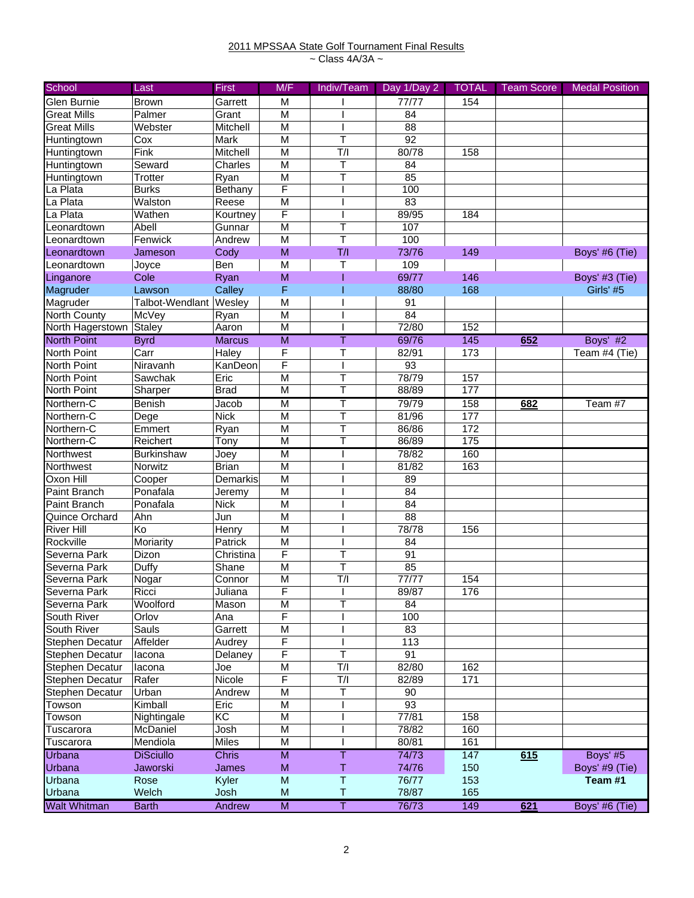2011 MPSSAA State Golf Tournament Final Results
~ Class 4A/3A ~

| School | Last | First | M/F | Indiv/Team | Day 1/Day 2 | TOTAL | Team Score | Medal Position |
|---|---|---|---|---|---|---|---|---|
| Glen Burnie | Brown | Garrett | M | I | 77/77 | 154 | | |
| Great Mills | Palmer | Grant | M | I | 84 | | | |
| Great Mills | Webster | Mitchell | M | I | 88 | | | |
| Huntingtown | Cox | Mark | M | T | 92 | | | |
| Huntingtown | Fink | Mitchell | M | T/I | 80/78 | 158 | | |
| Huntingtown | Seward | Charles | M | T | 84 | | | |
| Huntingtown | Trotter | Ryan | M | T | 85 | | | |
| La Plata | Burks | Bethany | F | I | 100 | | | |
| La Plata | Walston | Reese | M | I | 83 | | | |
| La Plata | Wathen | Kourtney | F | I | 89/95 | 184 | | |
| Leonardtown | Abell | Gunnar | M | T | 107 | | | |
| Leonardtown | Fenwick | Andrew | M | T | 100 | | | |
| Leonardtown | Jameson | Cody | M | T/I | 73/76 | 149 | | Boys' #6 (Tie) |
| Leonardtown | Joyce | Ben | M | T | 109 | | | |
| Linganore | Cole | Ryan | M | I | 69/77 | 146 | | Boys' #3 (Tie) |
| Magruder | Lawson | Calley | F | I | 88/80 | 168 | | Girls' #5 |
| Magruder | Talbot-Wendlant | Wesley | M | I | 91 | | | |
| North County | McVey | Ryan | M | I | 84 | | | |
| North Hagerstown | Staley | Aaron | M | I | 72/80 | 152 | | |
| North Point | Byrd | Marcus | M | T | 69/76 | 145 | **652** | Boys' #2 |
| North Point | Carr | Haley | F | T | 82/91 | 173 | | Team #4 (Tie) |
| North Point | Niravanh | KanDeon | F | I | 93 | | | |
| North Point | Sawchak | Eric | M | T | 78/79 | 157 | | |
| North Point | Sharper | Brad | M | T | 88/89 | 177 | | |
| Northern-C | Benish | Jacob | M | T | 79/79 | 158 | **682** | Team #7 |
| Northern-C | Dege | Nick | M | T | 81/96 | 177 | | |
| Northern-C | Emmert | Ryan | M | T | 86/86 | 172 | | |
| Northern-C | Reichert | Tony | M | T | 86/89 | 175 | | |
| Northwest | Burkinshaw | Joey | M | I | 78/82 | 160 | | |
| Northwest | Norwitz | Brian | M | I | 81/82 | 163 | | |
| Oxon Hill | Cooper | Demarkis | M | I | 89 | | | |
| Paint Branch | Ponafala | Jeremy | M | I | 84 | | | |
| Paint Branch | Ponafala | Nick | M | I | 84 | | | |
| Quince Orchard | Ahn | Jun | M | I | 88 | | | |
| River Hill | Ko | Henry | M | I | 78/78 | 156 | | |
| Rockville | Moriarity | Patrick | M | I | 84 | | | |
| Severna Park | Dizon | Christina | F | T | 91 | | | |
| Severna Park | Duffy | Shane | M | T | 85 | | | |
| Severna Park | Nogar | Connor | M | T/I | 77/77 | 154 | | |
| Severna Park | Ricci | Juliana | F | I | 89/87 | 176 | | |
| Severna Park | Woolford | Mason | M | T | 84 | | | |
| South River | Orlov | Ana | F | I | 100 | | | |
| South River | Sauls | Garrett | M | I | 83 | | | |
| Stephen Decatur | Affelder | Audrey | F | I | 113 | | | |
| Stephen Decatur | Iacona | Delaney | F | T | 91 | | | |
| Stephen Decatur | Iacona | Joe | M | T/I | 82/80 | 162 | | |
| Stephen Decatur | Rafer | Nicole | F | T/I | 82/89 | 171 | | |
| Stephen Decatur | Urban | Andrew | M | T | 90 | | | |
| Towson | Kimball | Eric | M | I | 93 | | | |
| Towson | Nightingale | KC | M | I | 77/81 | 158 | | |
| Tuscarora | McDaniel | Josh | M | I | 78/82 | 160 | | |
| Tuscarora | Mendiola | Miles | M | I | 80/81 | 161 | | |
| Urbana | DiSciullo | Chris | M | T | 74/73 | 147 | **615** | Boys' #5 |
| Urbana | Jaworski | James | M | T | 74/76 | 150 | | Boys' #9 (Tie) |
| Urbana | Rose | Kyler | M | T | 76/77 | 153 | | **Team #1** |
| Urbana | Welch | Josh | M | T | 78/87 | 165 | | |
| Walt Whitman | Barth | Andrew | M | T | 76/73 | 149 | **621** | Boys' #6 (Tie) |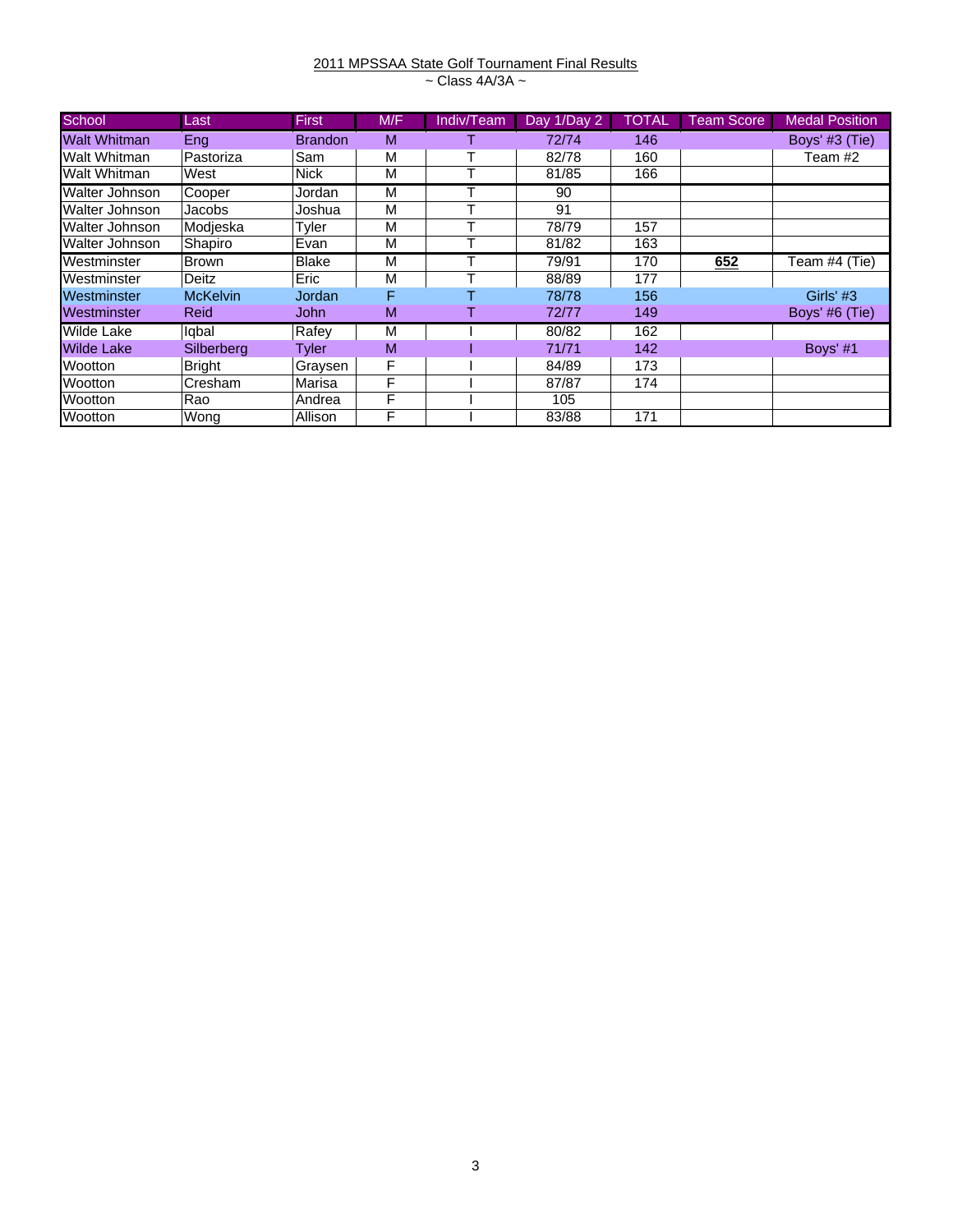2011 MPSSAA State Golf Tournament Final Results

~ Class 4A/3A ~

| School | Last | First | M/F | Indiv/Team | Day 1/Day 2 | TOTAL | Team Score | Medal Position |
|---|---|---|---|---|---|---|---|---|
| Walt Whitman | Eng | Brandon | M | T | 72/74 | 146 | | Boys' #3 (Tie) |
| Walt Whitman | Pastoriza | Sam | M | T | 82/78 | 160 | | Team #2 |
| Walt Whitman | West | Nick | M | T | 81/85 | 166 | | |
| Walter Johnson | Cooper | Jordan | M | T | 90 | | | |
| Walter Johnson | Jacobs | Joshua | M | T | 91 | | | |
| Walter Johnson | Modjeska | Tyler | M | T | 78/79 | 157 | | |
| Walter Johnson | Shapiro | Evan | M | T | 81/82 | 163 | | |
| Westminster | Brown | Blake | M | T | 79/91 | 170 | **652** | Team #4 (Tie) |
| Westminster | Deitz | Eric | M | T | 88/89 | 177 | | |
| Westminster | McKelvin | Jordan | F | T | 78/78 | 156 | | Girls' #3 |
| Westminster | Reid | John | M | T | 72/77 | 149 | | Boys' #6 (Tie) |
| Wilde Lake | Iqbal | Rafey | M | I | 80/82 | 162 | | |
| Wilde Lake | Silberberg | Tyler | M | I | 71/71 | 142 | | Boys' #1 |
| Wootton | Bright | Graysen | F | I | 84/89 | 173 | | |
| Wootton | Cresham | Marisa | F | I | 87/87 | 174 | | |
| Wootton | Rao | Andrea | F | I | 105 | | | |
| Wootton | Wong | Allison | F | I | 83/88 | 171 | | |